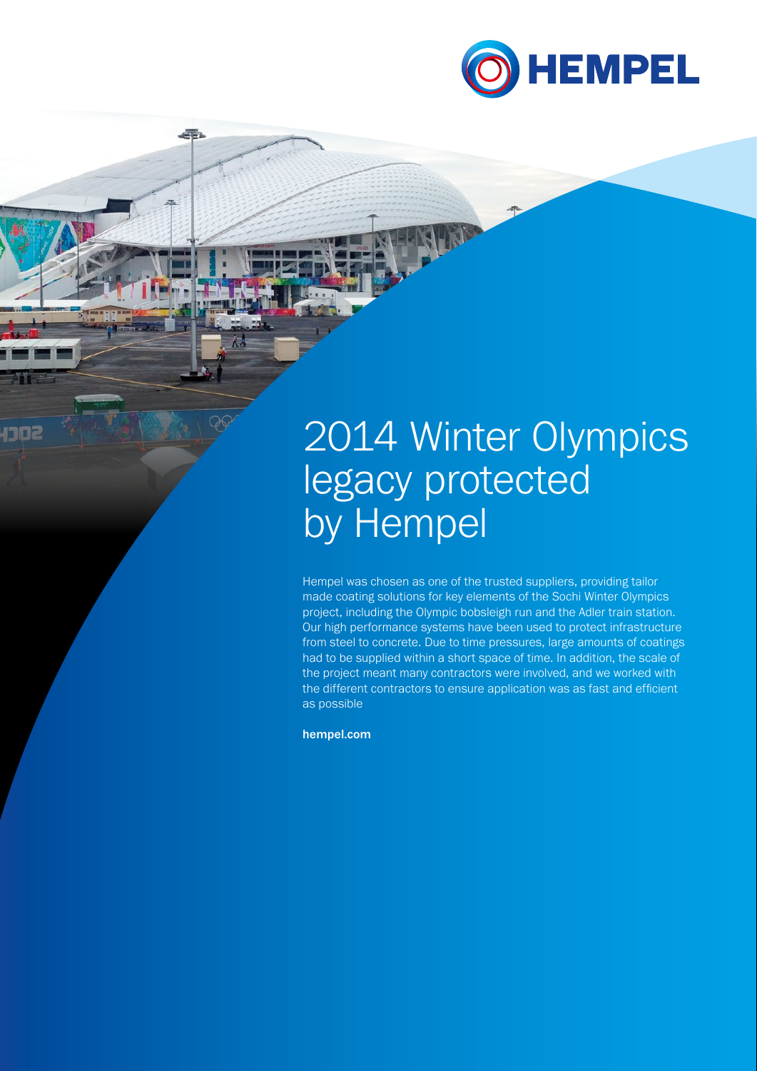# 2014 Winter Olympics legacy protected by Hempel

Hempel was chosen as one of the trusted suppliers, providing tailor made coating solutions for key elements of the Sochi Winter Olympics project, including the Olympic bobsleigh run and the Adler train station. Our high performance systems have been used to protect infrastructure from steel to concrete. Due to time pressures, large amounts of coatings had to be supplied within a short space of time. In addition, the scale of the project meant many contractors were involved, and we worked with the different contractors to ensure application was as fast and efficient as possible

**hempel.com**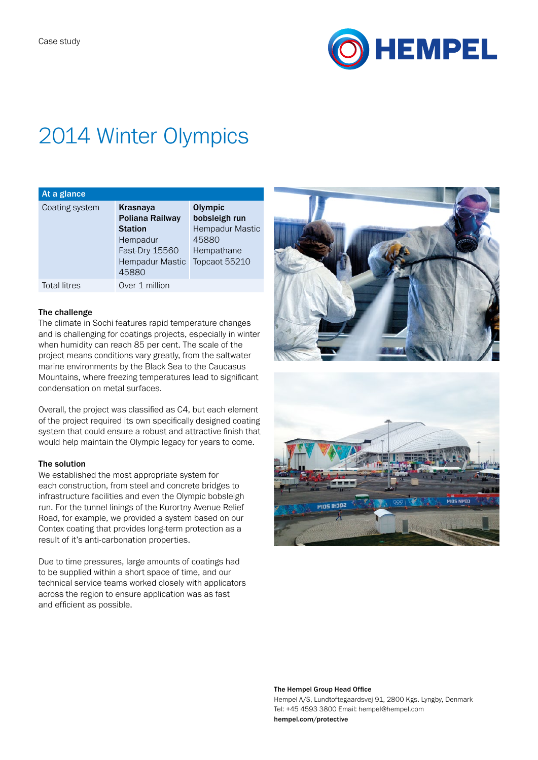Case study

# 2014 Winter Olympics

| At a glance | | |
|---|---|---|
| Coating system | **Krasnaya Poliana Railway Station**<br>Hempadur Fast-Dry 15560<br>Hempadur Mastic 45880 | **Olympic bobsleigh run**<br>Hempadur Mastic 45880<br>Hempathane Topcaot 55210 |
| Total litres | Over 1 million | |

**The challenge**

The climate in Sochi features rapid temperature changes and is challenging for coatings projects, especially in winter when humidity can reach 85 per cent. The scale of the project means conditions vary greatly, from the saltwater marine environments by the Black Sea to the Caucasus Mountains, where freezing temperatures lead to significant condensation on metal surfaces.

Overall, the project was classified as C4, but each element of the project required its own specifically designed coating system that could ensure a robust and attractive finish that would help maintain the Olympic legacy for years to come.

**The solution**

We established the most appropriate system for each construction, from steel and concrete bridges to infrastructure facilities and even the Olympic bobsleigh run. For the tunnel linings of the Kurortny Avenue Relief Road, for example, we provided a system based on our Contex coating that provides long-term protection as a result of it's anti-carbonation properties.

Due to time pressures, large amounts of coatings had to be supplied within a short space of time, and our technical service teams worked closely with applicators across the region to ensure application was as fast and efficient as possible.

**The Hempel Group Head Office**
Hempel A/S, Lundtoftegaardsvej 91, 2800 Kgs. Lyngby, Denmark
Tel: +45 4593 3800 Email: hempel@hempel.com
**hempel.com/protective**